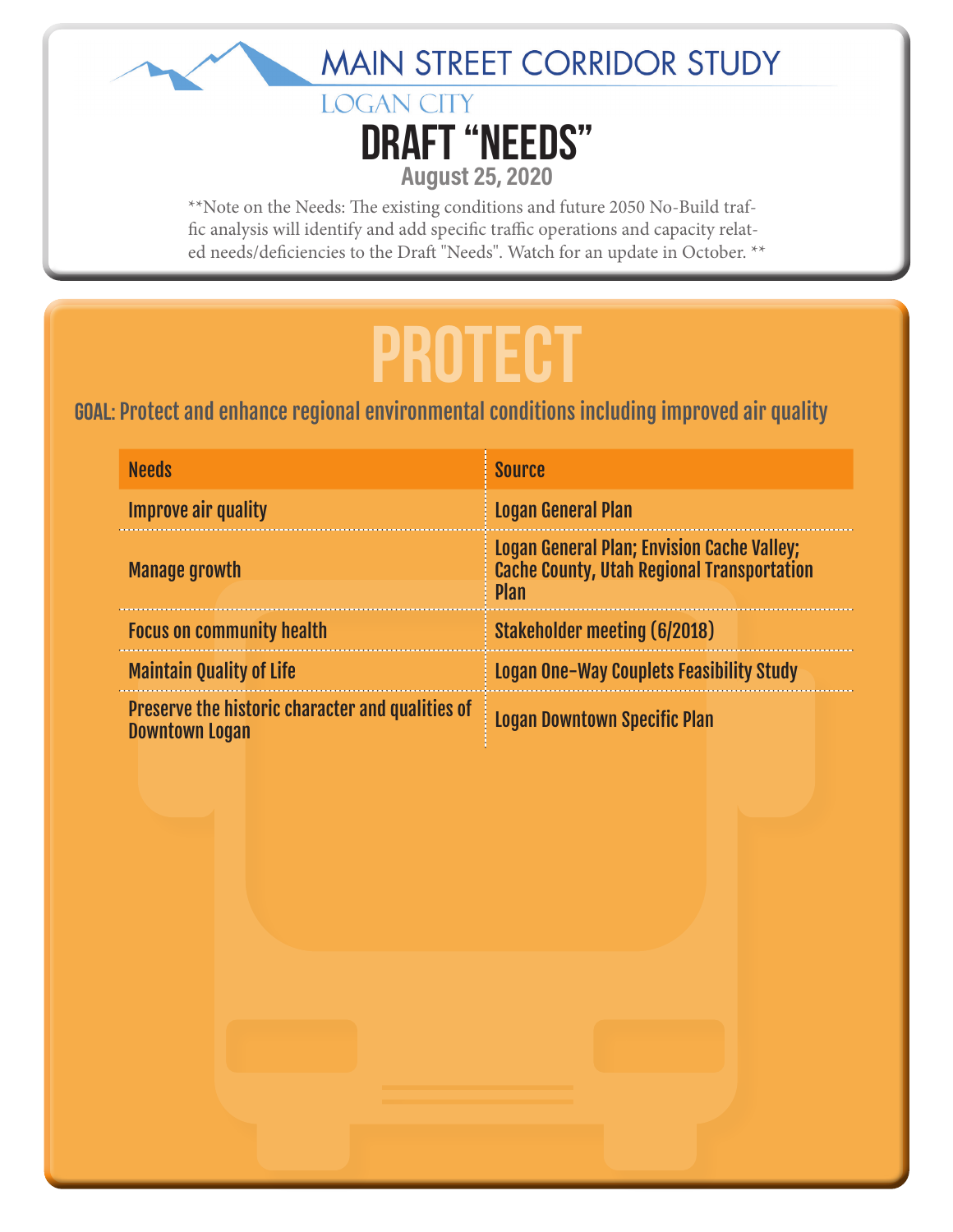# MAIN STREET CORRIDOR STUDY

## LOGAN CITY

# DRAFT "NEEDS"

**August 25, 2020**

**Note on the Needs: The existing conditions and future 2050 No-Build traffic analysis will identify and add specific traffic operations and capacity related needs/deficiencies to the Draft "Needs". Watch for an update in October. **

# PROTECT

**GOAL: Protect and enhance regional environmental conditions including improved air quality**

| Needs | Source |
| --- | --- |
| Improve air quality | Logan General Plan |
| Manage growth | Logan General Plan; Envision Cache Valley; Cache County, Utah Regional Transportation Plan |
| Focus on community health | Stakeholder meeting (6/2018) |
| Maintain Quality of Life | Logan One-Way Couplets Feasibility Study |
| Preserve the historic character and qualities of Downtown Logan | Logan Downtown Specific Plan |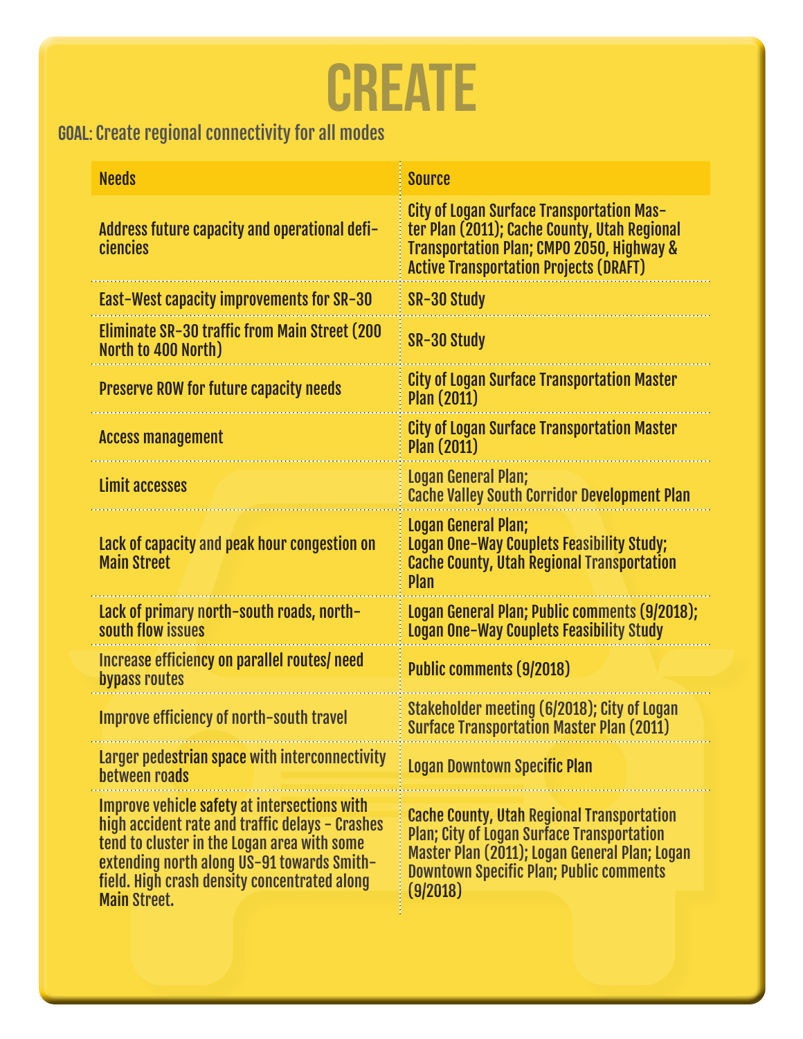# CREATE

**GOAL:** Create regional connectivity for all modes

| Needs | Source |
|---|---|
| Address future capacity and operational deficiencies | City of Logan Surface Transportation Master Plan (2011); Cache County, Utah Regional Transportation Plan; CMPO 2050, Highway & Active Transportation Projects (DRAFT) |
| East-West capacity improvements for SR-30 | SR-30 Study |
| Eliminate SR-30 traffic from Main Street (200 North to 400 North) | SR-30 Study |
| Preserve ROW for future capacity needs | City of Logan Surface Transportation Master Plan (2011) |
| Access management | City of Logan Surface Transportation Master Plan (2011) |
| Limit accesses | Logan General Plan; Cache Valley South Corridor Development Plan |
| Lack of capacity and peak hour congestion on Main Street | Logan General Plan; Logan One-Way Couplets Feasibility Study; Cache County, Utah Regional Transportation Plan |
| Lack of primary north-south roads, north-south flow issues | Logan General Plan; Public comments (9/2018); Logan One-Way Couplets Feasibility Study |
| Increase efficiency on parallel routes/ need bypass routes | Public comments (9/2018) |
| Improve efficiency of north-south travel | Stakeholder meeting (6/2018); City of Logan Surface Transportation Master Plan (2011) |
| Larger pedestrian space with interconnectivity between roads | Logan Downtown Specific Plan |
| Improve vehicle safety at intersections with high accident rate and traffic delays - Crashes tend to cluster in the Logan area with some extending north along US-91 towards Smithfield. High crash density concentrated along Main Street. | Cache County, Utah Regional Transportation Plan; City of Logan Surface Transportation Master Plan (2011); Logan General Plan; Logan Downtown Specific Plan; Public comments (9/2018) |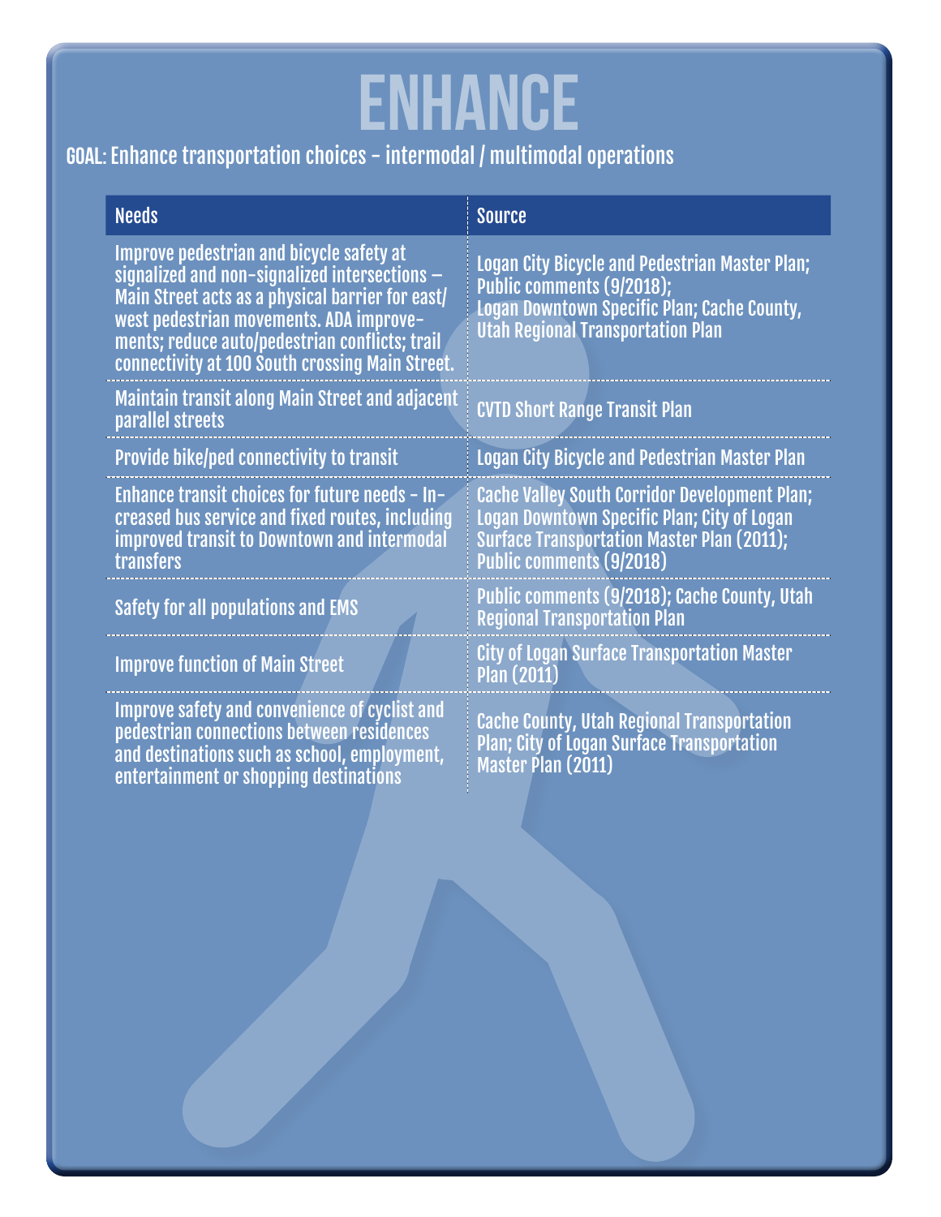# ENHANCE

**GOAL: Enhance transportation choices - intermodal / multimodal operations**

| Needs | Source |
| --- | --- |
| Improve pedestrian and bicycle safety at signalized and non-signalized intersections – Main Street acts as a physical barrier for east/west pedestrian movements. ADA improvements; reduce auto/pedestrian conflicts; trail connectivity at 100 South crossing Main Street. | Logan City Bicycle and Pedestrian Master Plan; Public comments (9/2018); Logan Downtown Specific Plan; Cache County, Utah Regional Transportation Plan |
| Maintain transit along Main Street and adjacent parallel streets | CVTD Short Range Transit Plan |
| Provide bike/ped connectivity to transit | Logan City Bicycle and Pedestrian Master Plan |
| Enhance transit choices for future needs - Increased bus service and fixed routes, including improved transit to Downtown and intermodal transfers | Cache Valley South Corridor Development Plan; Logan Downtown Specific Plan; City of Logan Surface Transportation Master Plan (2011); Public comments (9/2018) |
| Safety for all populations and EMS | Public comments (9/2018); Cache County, Utah Regional Transportation Plan |
| Improve function of Main Street | City of Logan Surface Transportation Master Plan (2011) |
| Improve safety and convenience of cyclist and pedestrian connections between residences and destinations such as school, employment, entertainment or shopping destinations | Cache County, Utah Regional Transportation Plan; City of Logan Surface Transportation Master Plan (2011) |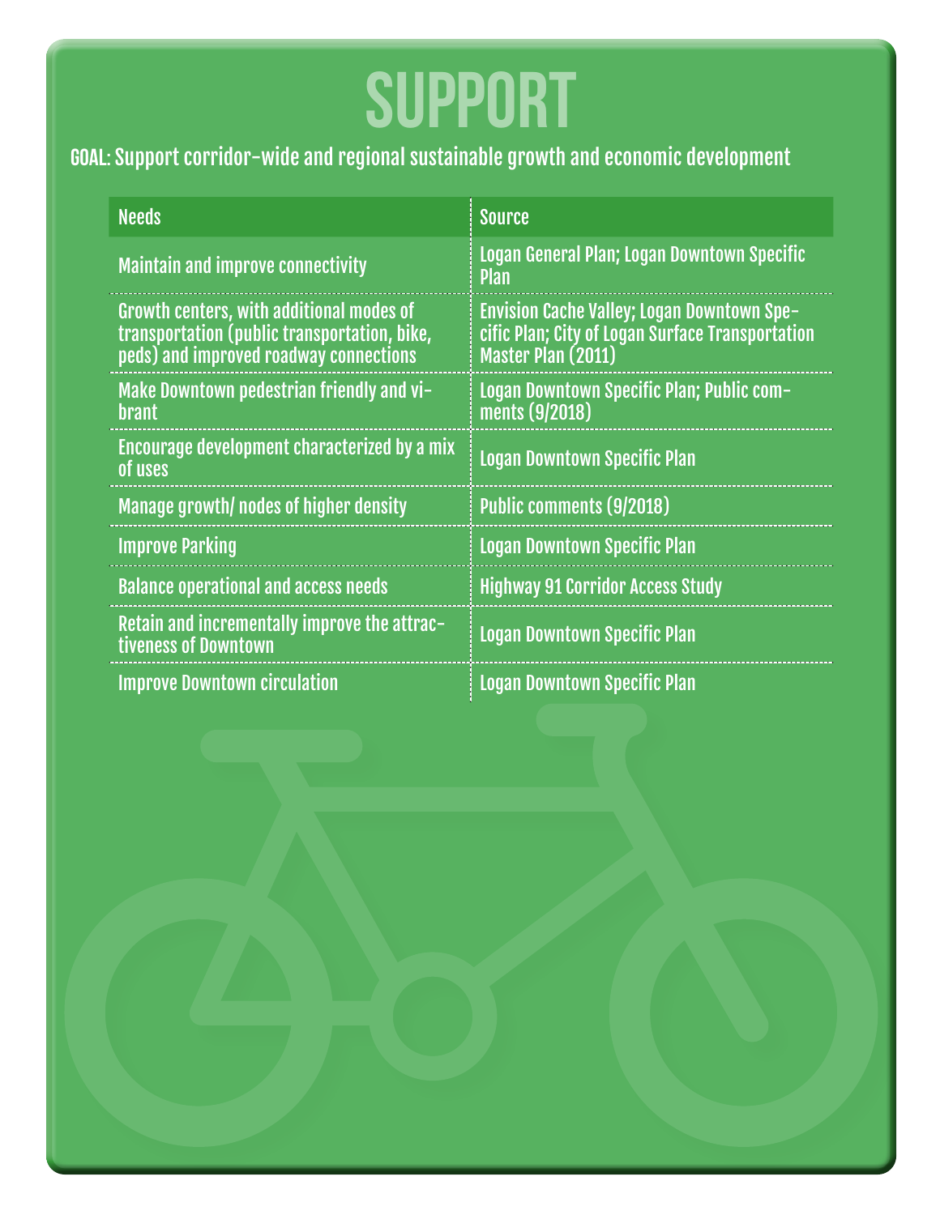# SUPPORT

**GOAL:** Support corridor-wide and regional sustainable growth and economic development

| Needs | Source |
|---|---|
| Maintain and improve connectivity | Logan General Plan; Logan Downtown Specific Plan |
| Growth centers, with additional modes of transportation (public transportation, bike, peds) and improved roadway connections | Envision Cache Valley; Logan Downtown Specific Plan; City of Logan Surface Transportation Master Plan (2011) |
| Make Downtown pedestrian friendly and vibrant | Logan Downtown Specific Plan; Public comments (9/2018) |
| Encourage development characterized by a mix of uses | Logan Downtown Specific Plan |
| Manage growth/ nodes of higher density | Public comments (9/2018) |
| Improve Parking | Logan Downtown Specific Plan |
| Balance operational and access needs | Highway 91 Corridor Access Study |
| Retain and incrementally improve the attractiveness of Downtown | Logan Downtown Specific Plan |
| Improve Downtown circulation | Logan Downtown Specific Plan |